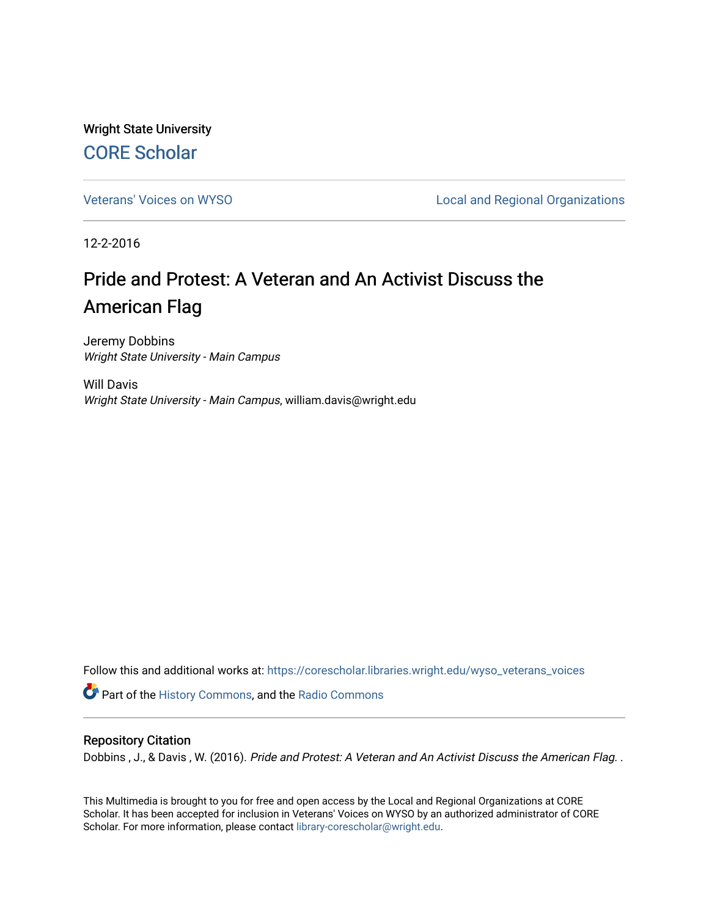Wright State University

## CORE Scholar

Veterans' Voices on WYSO | Local and Regional Organizations

12-2-2016

# Pride and Protest: A Veteran and An Activist Discuss the American Flag

Jeremy Dobbins
*Wright State University - Main Campus*

Will Davis
*Wright State University - Main Campus*, william.davis@wright.edu

Follow this and additional works at: https://corescholar.libraries.wright.edu/wyso_veterans_voices

Part of the History Commons, and the Radio Commons

### Repository Citation

Dobbins , J., & Davis , W. (2016). *Pride and Protest: A Veteran and An Activist Discuss the American Flag.* .

This Multimedia is brought to you for free and open access by the Local and Regional Organizations at CORE Scholar. It has been accepted for inclusion in Veterans' Voices on WYSO by an authorized administrator of CORE Scholar. For more information, please contact library-corescholar@wright.edu.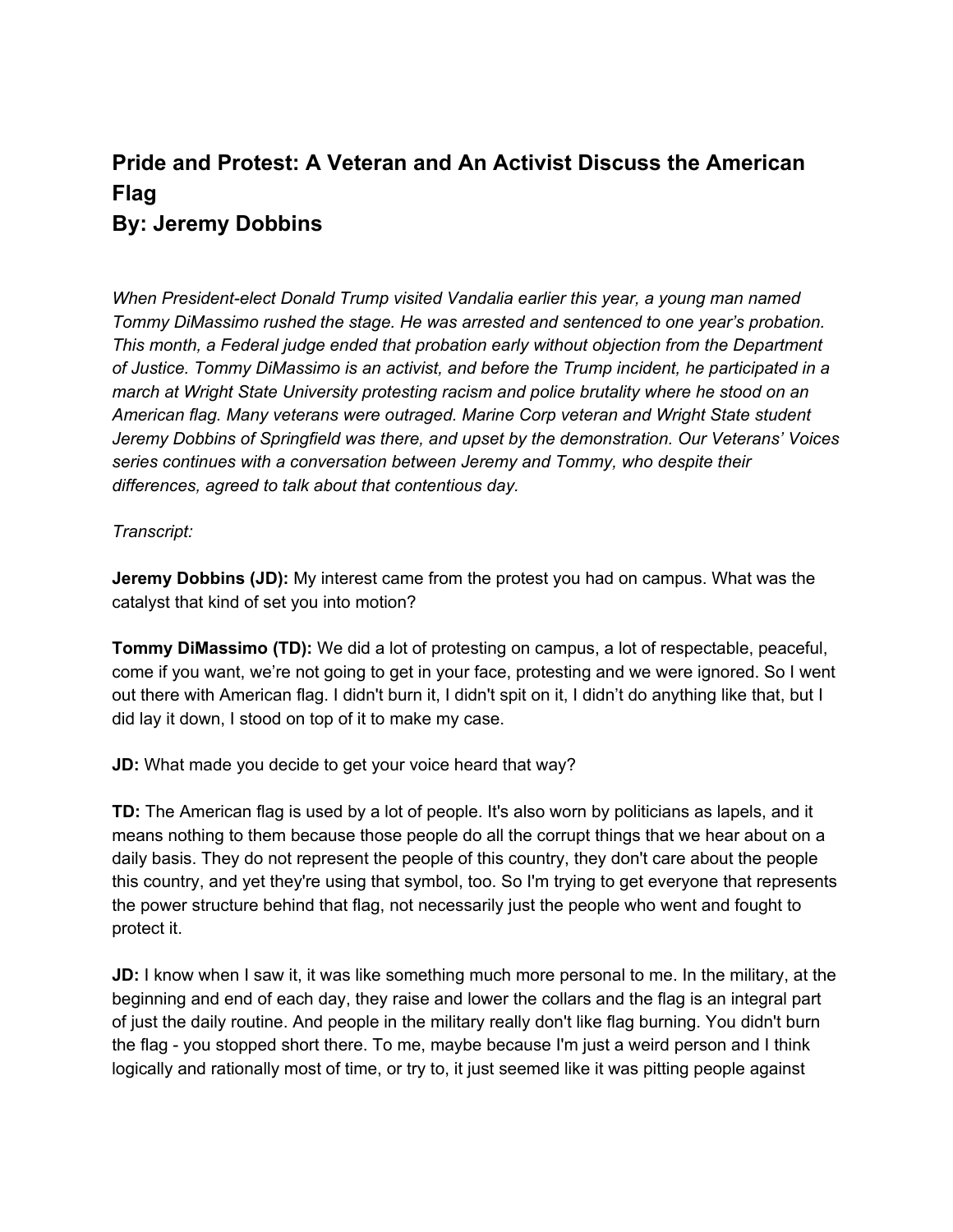## Pride and Protest: A Veteran and An Activist Discuss the American Flag
## By: Jeremy Dobbins

*When President-elect Donald Trump visited Vandalia earlier this year, a young man named Tommy DiMassimo rushed the stage. He was arrested and sentenced to one year's probation. This month, a Federal judge ended that probation early without objection from the Department of Justice. Tommy DiMassimo is an activist, and before the Trump incident, he participated in a march at Wright State University protesting racism and police brutality where he stood on an American flag. Many veterans were outraged. Marine Corp veteran and Wright State student Jeremy Dobbins of Springfield was there, and upset by the demonstration. Our Veterans' Voices series continues with a conversation between Jeremy and Tommy, who despite their differences, agreed to talk about that contentious day.*

*Transcript:*

**Jeremy Dobbins (JD):** My interest came from the protest you had on campus. What was the catalyst that kind of set you into motion?

**Tommy DiMassimo (TD):** We did a lot of protesting on campus, a lot of respectable, peaceful, come if you want, we're not going to get in your face, protesting and we were ignored. So I went out there with American flag. I didn't burn it, I didn't spit on it, I didn't do anything like that, but I did lay it down, I stood on top of it to make my case.

**JD:** What made you decide to get your voice heard that way?

**TD:** The American flag is used by a lot of people. It's also worn by politicians as lapels, and it means nothing to them because those people do all the corrupt things that we hear about on a daily basis. They do not represent the people of this country, they don't care about the people this country, and yet they're using that symbol, too. So I'm trying to get everyone that represents the power structure behind that flag, not necessarily just the people who went and fought to protect it.

**JD:** I know when I saw it, it was like something much more personal to me. In the military, at the beginning and end of each day, they raise and lower the collars and the flag is an integral part of just the daily routine. And people in the military really don't like flag burning. You didn't burn the flag - you stopped short there. To me, maybe because I'm just a weird person and I think logically and rationally most of time, or try to, it just seemed like it was pitting people against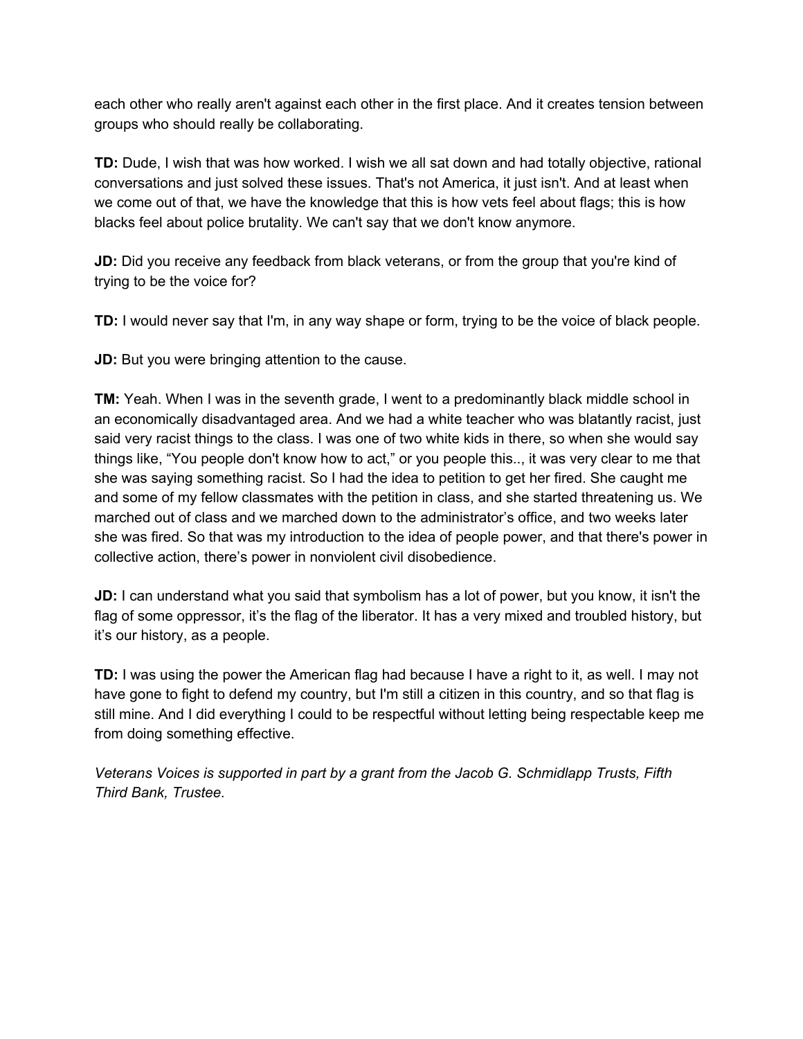each other who really aren't against each other in the first place. And it creates tension between groups who should really be collaborating.

**TD:** Dude, I wish that was how worked. I wish we all sat down and had totally objective, rational conversations and just solved these issues. That's not America, it just isn't. And at least when we come out of that, we have the knowledge that this is how vets feel about flags; this is how blacks feel about police brutality. We can't say that we don't know anymore.

**JD:** Did you receive any feedback from black veterans, or from the group that you're kind of trying to be the voice for?

**TD:** I would never say that I'm, in any way shape or form, trying to be the voice of black people.

**JD:** But you were bringing attention to the cause.

**TM:** Yeah. When I was in the seventh grade, I went to a predominantly black middle school in an economically disadvantaged area. And we had a white teacher who was blatantly racist, just said very racist things to the class. I was one of two white kids in there, so when she would say things like, "You people don't know how to act," or you people this.., it was very clear to me that she was saying something racist. So I had the idea to petition to get her fired. She caught me and some of my fellow classmates with the petition in class, and she started threatening us. We marched out of class and we marched down to the administrator's office, and two weeks later she was fired. So that was my introduction to the idea of people power, and that there's power in collective action, there's power in nonviolent civil disobedience.

**JD:** I can understand what you said that symbolism has a lot of power, but you know, it isn't the flag of some oppressor, it's the flag of the liberator. It has a very mixed and troubled history, but it's our history, as a people.

**TD:** I was using the power the American flag had because I have a right to it, as well. I may not have gone to fight to defend my country, but I'm still a citizen in this country, and so that flag is still mine. And I did everything I could to be respectful without letting being respectable keep me from doing something effective.

*Veterans Voices is supported in part by a grant from the Jacob G. Schmidlapp Trusts, Fifth Third Bank, Trustee.*